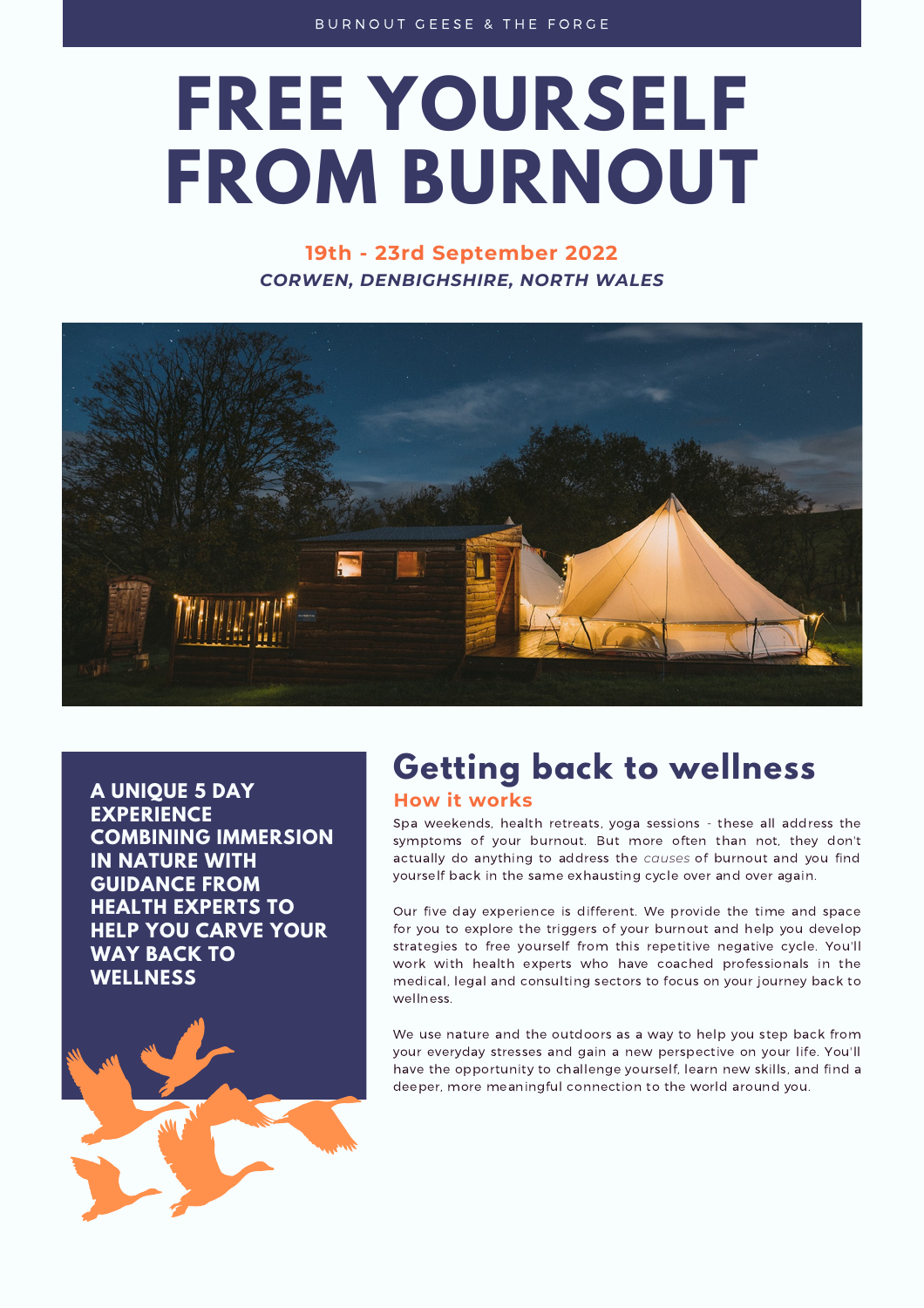BURNOUT GEESE & THE FORGE

# FREE YOURSELF FROM BURNOUT

**19th - 23rd September 2022**

***CORWEN, DENBIGHSHIRE, NORTH WALES***

**A UNIQUE 5 DAY EXPERIENCE COMBINING IMMERSION IN NATURE WITH GUIDANCE FROM HEALTH EXPERTS TO HELP YOU CARVE YOUR WAY BACK TO WELLNESS**

## Getting back to wellness

### How it works

Spa weekends, health retreats, yoga sessions - these all address the symptoms of your burnout. But more often than not, they don't actually do anything to address the *causes* of burnout and you find yourself back in the same exhausting cycle over and over again.

Our five day experience is different. We provide the time and space for you to explore the triggers of your burnout and help you develop strategies to free yourself from this repetitive negative cycle. You'll work with health experts who have coached professionals in the medical, legal and consulting sectors to focus on your journey back to wellness.

We use nature and the outdoors as a way to help you step back from your everyday stresses and gain a new perspective on your life. You'll have the opportunity to challenge yourself, learn new skills, and find a deeper, more meaningful connection to the world around you.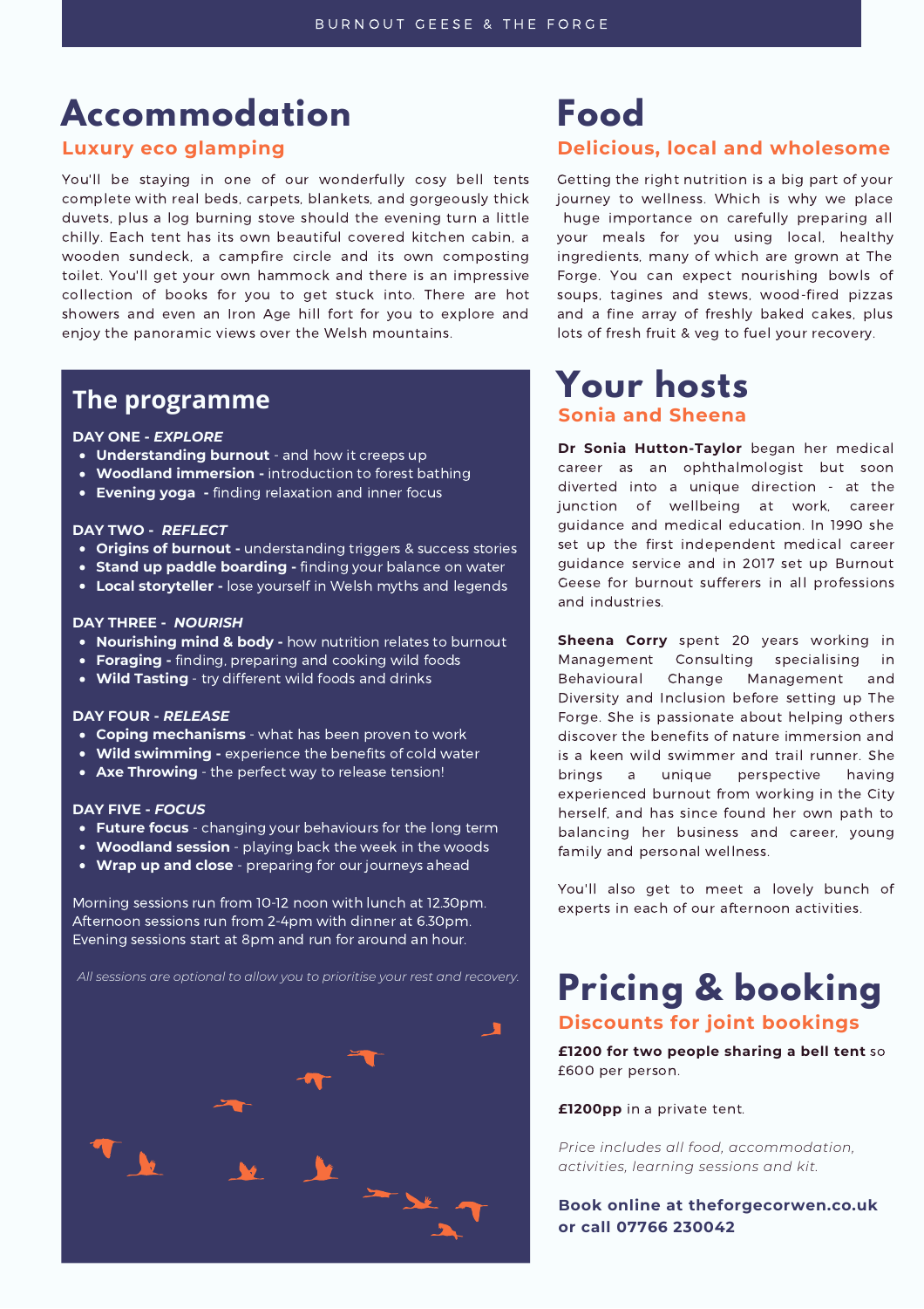# Accommodation

## Luxury eco glamping

You'll be staying in one of our wonderfully cosy bell tents complete with real beds, carpets, blankets, and gorgeously thick duvets, plus a log burning stove should the evening turn a little chilly. Each tent has its own beautiful covered kitchen cabin, a wooden sundeck, a campfire circle and its own composting toilet. You'll get your own hammock and there is an impressive collection of books for you to get stuck into. There are hot showers and even an Iron Age hill fort for you to explore and enjoy the panoramic views over the Welsh mountains.

## The programme

**DAY ONE - *EXPLORE***

- **Understanding burnout** - and how it creeps up
- **Woodland immersion -** introduction to forest bathing
- **Evening yoga** - finding relaxation and inner focus

**DAY TWO - *REFLECT***

- **Origins of burnout -** understanding triggers & success stories
- **Stand up paddle boarding -** finding your balance on water
- **Local storyteller -** lose yourself in Welsh myths and legends

**DAY THREE - *NOURISH***

- **Nourishing mind & body -** how nutrition relates to burnout
- **Foraging -** finding, preparing and cooking wild foods
- **Wild Tasting** - try different wild foods and drinks

**DAY FOUR - *RELEASE***

- **Coping mechanisms** - what has been proven to work
- **Wild swimming -** experience the benefits of cold water
- **Axe Throwing** - the perfect way to release tension!

**DAY FIVE - *FOCUS***

- **Future focus** - changing your behaviours for the long term
- **Woodland session** - playing back the week in the woods
- **Wrap up and close** - preparing for our journeys ahead

Morning sessions run from 10-12 noon with lunch at 12.30pm.
Afternoon sessions run from 2-4pm with dinner at 6.30pm.
Evening sessions start at 8pm and run for around an hour.

*All sessions are optional to allow you to prioritise your rest and recovery.*

# Food

## Delicious, local and wholesome

Getting the right nutrition is a big part of your journey to wellness. Which is why we place huge importance on carefully preparing all your meals for you using local, healthy ingredients, many of which are grown at The Forge. You can expect nourishing bowls of soups, tagines and stews, wood-fired pizzas and a fine array of freshly baked cakes, plus lots of fresh fruit & veg to fuel your recovery.

# Your hosts

## Sonia and Sheena

**Dr Sonia Hutton-Taylor** began her medical career as an ophthalmologist but soon diverted into a unique direction - at the junction of wellbeing at work, career guidance and medical education. In 1990 she set up the first independent medical career guidance service and in 2017 set up Burnout Geese for burnout sufferers in all professions and industries.

**Sheena Corry** spent 20 years working in Management Consulting specialising in Behavioural Change Management and Diversity and Inclusion before setting up The Forge. She is passionate about helping others discover the benefits of nature immersion and is a keen wild swimmer and trail runner. She brings a unique perspective having experienced burnout from working in the City herself, and has since found her own path to balancing her business and career, young family and personal wellness.

You'll also get to meet a lovely bunch of experts in each of our afternoon activities.

# Pricing & booking

## Discounts for joint bookings

**£1200 for two people sharing a bell tent** so £600 per person.

**£1200pp** in a private tent.

*Price includes all food, accommodation, activities, learning sessions and kit.*

**Book online at theforgecorwen.co.uk or call 07766 230042**